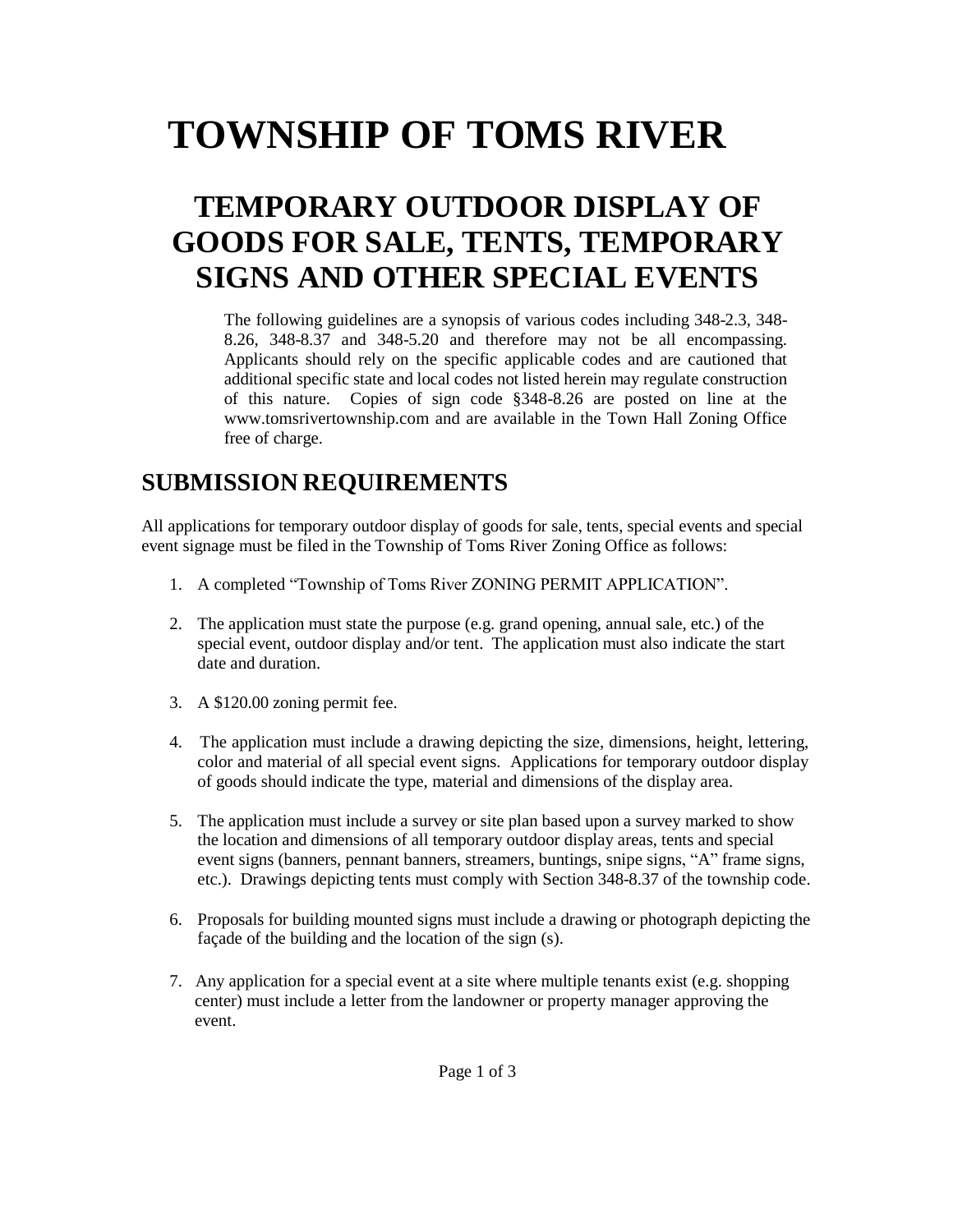# TOWNSHIP OF TOMS RIVER

## TEMPORARY OUTDOOR DISPLAY OF GOODS FOR SALE, TENTS, TEMPORARY SIGNS AND OTHER SPECIAL EVENTS

The following guidelines are a synopsis of various codes including 348-2.3, 348-8.26, 348-8.37 and 348-5.20 and therefore may not be all encompassing. Applicants should rely on the specific applicable codes and are cautioned that additional specific state and local codes not listed herein may regulate construction of this nature. Copies of sign code §348-8.26 are posted on line at the www.tomsrivertownship.com and are available in the Town Hall Zoning Office free of charge.

## SUBMISSION REQUIREMENTS

All applications for temporary outdoor display of goods for sale, tents, special events and special event signage must be filed in the Township of Toms River Zoning Office as follows:

1. A completed "Township of Toms River ZONING PERMIT APPLICATION".

2. The application must state the purpose (e.g. grand opening, annual sale, etc.) of the special event, outdoor display and/or tent. The application must also indicate the start date and duration.

3. A $120.00 zoning permit fee.

4. The application must include a drawing depicting the size, dimensions, height, lettering, color and material of all special event signs. Applications for temporary outdoor display of goods should indicate the type, material and dimensions of the display area.

5. The application must include a survey or site plan based upon a survey marked to show the location and dimensions of all temporary outdoor display areas, tents and special event signs (banners, pennant banners, streamers, buntings, snipe signs, "A" frame signs, etc.). Drawings depicting tents must comply with Section 348-8.37 of the township code.

6. Proposals for building mounted signs must include a drawing or photograph depicting the façade of the building and the location of the sign (s).

7. Any application for a special event at a site where multiple tenants exist (e.g. shopping center) must include a letter from the landowner or property manager approving the event.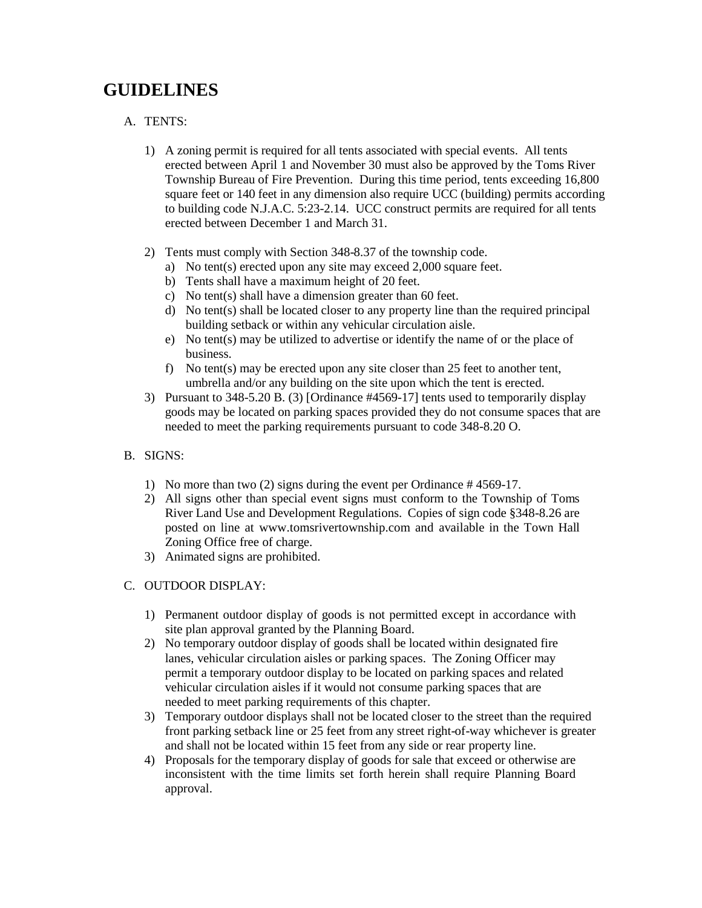# GUIDELINES

A. TENTS:

1) A zoning permit is required for all tents associated with special events. All tents erected between April 1 and November 30 must also be approved by the Toms River Township Bureau of Fire Prevention. During this time period, tents exceeding 16,800 square feet or 140 feet in any dimension also require UCC (building) permits according to building code N.J.A.C. 5:23-2.14. UCC construct permits are required for all tents erected between December 1 and March 31.

2) Tents must comply with Section 348-8.37 of the township code.
   a) No tent(s) erected upon any site may exceed 2,000 square feet.
   b) Tents shall have a maximum height of 20 feet.
   c) No tent(s) shall have a dimension greater than 60 feet.
   d) No tent(s) shall be located closer to any property line than the required principal building setback or within any vehicular circulation aisle.
   e) No tent(s) may be utilized to advertise or identify the name of or the place of business.
   f) No tent(s) may be erected upon any site closer than 25 feet to another tent, umbrella and/or any building on the site upon which the tent is erected.
3) Pursuant to 348-5.20 B. (3) [Ordinance #4569-17] tents used to temporarily display goods may be located on parking spaces provided they do not consume spaces that are needed to meet the parking requirements pursuant to code 348-8.20 O.

B. SIGNS:

1) No more than two (2) signs during the event per Ordinance # 4569-17.
2) All signs other than special event signs must conform to the Township of Toms River Land Use and Development Regulations. Copies of sign code §348-8.26 are posted on line at www.tomsrivertownship.com and available in the Town Hall Zoning Office free of charge.
3) Animated signs are prohibited.

C. OUTDOOR DISPLAY:

1) Permanent outdoor display of goods is not permitted except in accordance with site plan approval granted by the Planning Board.
2) No temporary outdoor display of goods shall be located within designated fire lanes, vehicular circulation aisles or parking spaces. The Zoning Officer may permit a temporary outdoor display to be located on parking spaces and related vehicular circulation aisles if it would not consume parking spaces that are needed to meet parking requirements of this chapter.
3) Temporary outdoor displays shall not be located closer to the street than the required front parking setback line or 25 feet from any street right-of-way whichever is greater and shall not be located within 15 feet from any side or rear property line.
4) Proposals for the temporary display of goods for sale that exceed or otherwise are inconsistent with the time limits set forth herein shall require Planning Board approval.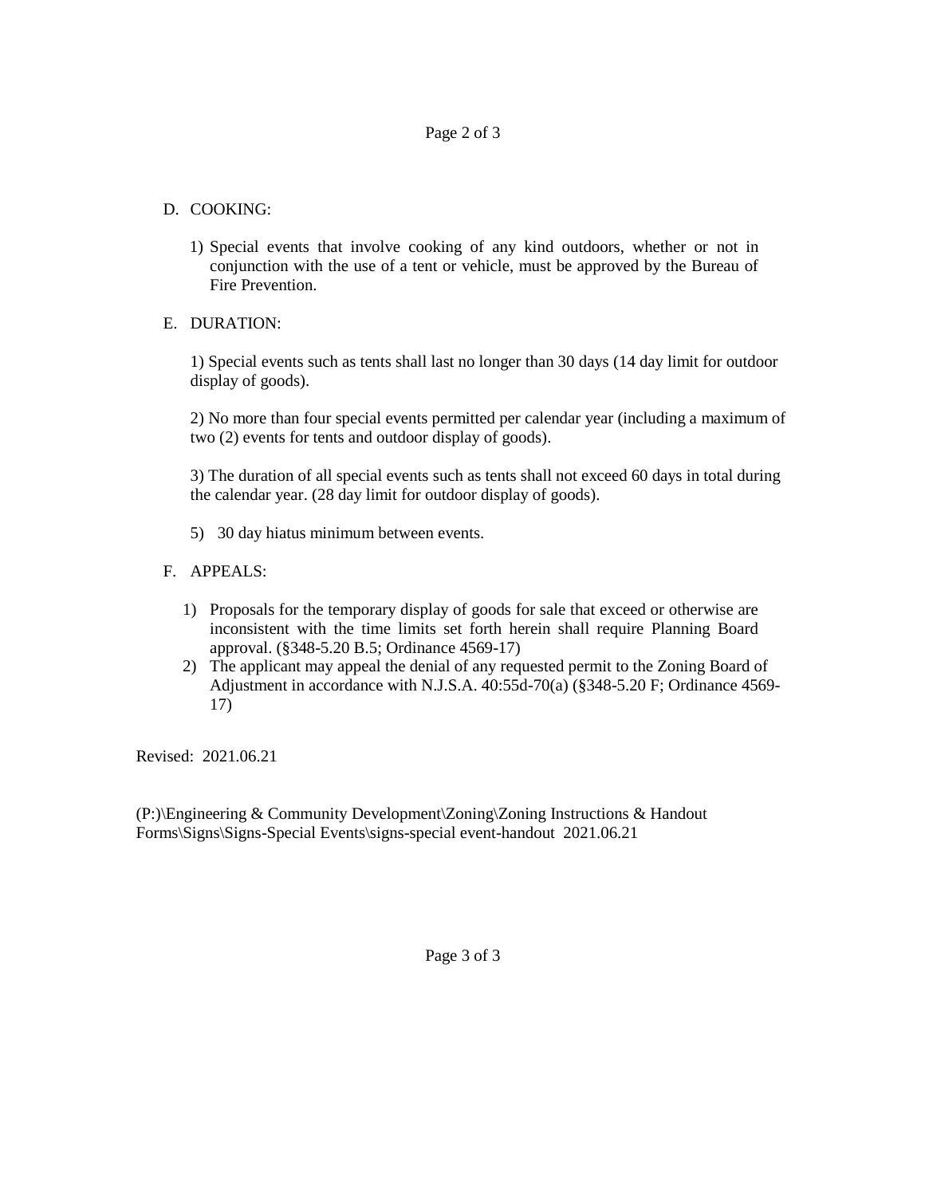D. COOKING:

1) Special events that involve cooking of any kind outdoors, whether or not in conjunction with the use of a tent or vehicle, must be approved by the Bureau of Fire Prevention.

E. DURATION:

1) Special events such as tents shall last no longer than 30 days (14 day limit for outdoor display of goods).

2) No more than four special events permitted per calendar year (including a maximum of two (2) events for tents and outdoor display of goods).

3) The duration of all special events such as tents shall not exceed 60 days in total during the calendar year. (28 day limit for outdoor display of goods).

5) 30 day hiatus minimum between events.

F. APPEALS:

1) Proposals for the temporary display of goods for sale that exceed or otherwise are inconsistent with the time limits set forth herein shall require Planning Board approval. (§348-5.20 B.5; Ordinance 4569-17)
2) The applicant may appeal the denial of any requested permit to the Zoning Board of Adjustment in accordance with N.J.S.A. 40:55d-70(a) (§348-5.20 F; Ordinance 4569-17)

Revised: 2021.06.21

(P:)\Engineering & Community Development\Zoning\Zoning Instructions & Handout Forms\Signs\Signs-Special Events\signs-special event-handout 2021.06.21